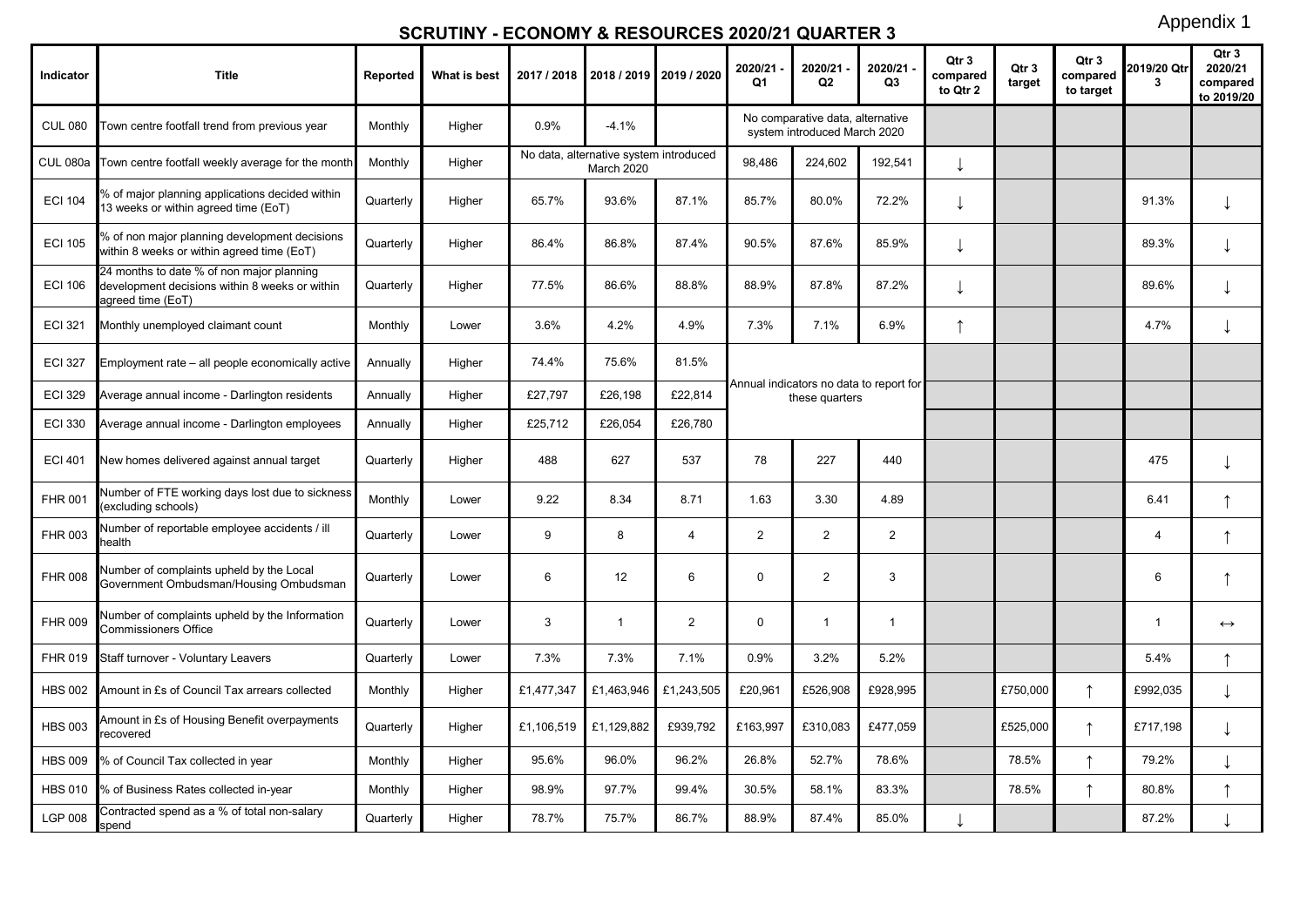Appendix 1

# SCRUTINY - ECONOMY & RESOURCES 2020/21 QUARTER 3

| Indicator | Title | Reported | What is best | 2017 / 2018 | 2018 / 2019 | 2019 / 2020 | 2020/21 - Q1 | 2020/21 - Q2 | 2020/21 - Q3 | Qtr 3 compared to Qtr 2 | Qtr 3 target | Qtr 3 compared to target | 2019/20 Qtr 3 | Qtr 3 2020/21 compared to 2019/20 |
|---|---|---|---|---|---|---|---|---|---|---|---|---|---|---|
| CUL 080 | Town centre footfall trend from previous year | Monthly | Higher | 0.9% | -4.1% | | No comparative data, alternative system introduced March 2020 | | | | | | | |
| CUL 080a | Town centre footfall weekly average for the month | Monthly | Higher | No data, alternative system introduced March 2020 | | | 98,486 | 224,602 | 192,541 | ↓ | | | | |
| ECI 104 | % of major planning applications decided within 13 weeks or within agreed time (EoT) | Quarterly | Higher | 65.7% | 93.6% | 87.1% | 85.7% | 80.0% | 72.2% | ↓ | | | 91.3% | ↓ |
| ECI 105 | % of non major planning development decisions within 8 weeks or within agreed time (EoT) | Quarterly | Higher | 86.4% | 86.8% | 87.4% | 90.5% | 87.6% | 85.9% | ↓ | | | 89.3% | ↓ |
| ECI 106 | 24 months to date % of non major planning development decisions within 8 weeks or within agreed time (EoT) | Quarterly | Higher | 77.5% | 86.6% | 88.8% | 88.9% | 87.8% | 87.2% | ↓ | | | 89.6% | ↓ |
| ECI 321 | Monthly unemployed claimant count | Monthly | Lower | 3.6% | 4.2% | 4.9% | 7.3% | 7.1% | 6.9% | ↑ | | | 4.7% | ↓ |
| ECI 327 | Employment rate – all people economically active | Annually | Higher | 74.4% | 75.6% | 81.5% | Annual indicators no data to report for these quarters | | | | | | | |
| ECI 329 | Average annual income - Darlington residents | Annually | Higher | £27,797 | £26,198 | £22,814 | | | | | | | | |
| ECI 330 | Average annual income - Darlington employees | Annually | Higher | £25,712 | £26,054 | £26,780 | | | | | | | | |
| ECI 401 | New homes delivered against annual target | Quarterly | Higher | 488 | 627 | 537 | 78 | 227 | 440 | | | | 475 | ↓ |
| FHR 001 | Number of FTE working days lost due to sickness (excluding schools) | Monthly | Lower | 9.22 | 8.34 | 8.71 | 1.63 | 3.30 | 4.89 | | | | 6.41 | ↑ |
| FHR 003 | Number of reportable employee accidents / ill health | Quarterly | Lower | 9 | 8 | 4 | 2 | 2 | 2 | | | | 4 | ↑ |
| FHR 008 | Number of complaints upheld by the Local Government Ombudsman/Housing Ombudsman | Quarterly | Lower | 6 | 12 | 6 | 0 | 2 | 3 | | | | 6 | ↑ |
| FHR 009 | Number of complaints upheld by the Information Commissioners Office | Quarterly | Lower | 3 | 1 | 2 | 0 | 1 | 1 | | | | 1 | ↔ |
| FHR 019 | Staff turnover - Voluntary Leavers | Quarterly | Lower | 7.3% | 7.3% | 7.1% | 0.9% | 3.2% | 5.2% | | | | 5.4% | ↑ |
| HBS 002 | Amount in £s of Council Tax arrears collected | Monthly | Higher | £1,477,347 | £1,463,946 | £1,243,505 | £20,961 | £526,908 | £928,995 | | £750,000 | ↑ | £992,035 | ↓ |
| HBS 003 | Amount in £s of Housing Benefit overpayments recovered | Quarterly | Higher | £1,106,519 | £1,129,882 | £939,792 | £163,997 | £310,083 | £477,059 | | £525,000 | ↑ | £717,198 | ↓ |
| HBS 009 | % of Council Tax collected in year | Monthly | Higher | 95.6% | 96.0% | 96.2% | 26.8% | 52.7% | 78.6% | | 78.5% | ↑ | 79.2% | ↓ |
| HBS 010 | % of Business Rates collected in-year | Monthly | Higher | 98.9% | 97.7% | 99.4% | 30.5% | 58.1% | 83.3% | | 78.5% | ↑ | 80.8% | ↑ |
| LGP 008 | Contracted spend as a % of total non-salary spend | Quarterly | Higher | 78.7% | 75.7% | 86.7% | 88.9% | 87.4% | 85.0% | ↓ | | | 87.2% | ↓ |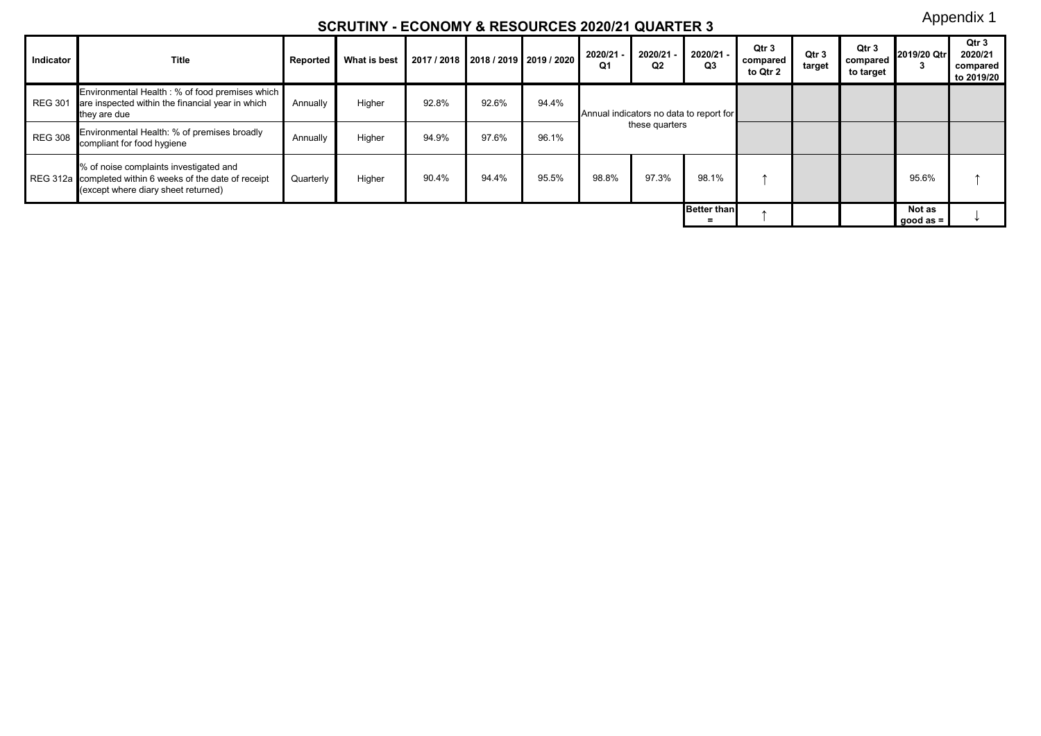Appendix 1

# SCRUTINY - ECONOMY & RESOURCES 2020/21 QUARTER 3

| Indicator | Title | Reported | What is best | 2017 / 2018 | 2018 / 2019 | 2019 / 2020 | 2020/21 - Q1 | 2020/21 - Q2 | 2020/21 - Q3 | Qtr 3 compared to Qtr 2 | Qtr 3 target | Qtr 3 compared to target | 2019/20 Qtr 3 | Qtr 3 2020/21 compared to 2019/20 |
|---|---|---|---|---|---|---|---|---|---|---|---|---|---|---|
| REG 301 | Environmental Health : % of food premises which are inspected within the financial year in which they are due | Annually | Higher | 92.8% | 92.6% | 94.4% | Annual indicators no data to report for these quarters | | | | | | | |
| REG 308 | Environmental Health: % of premises broadly compliant for food hygiene | Annually | Higher | 94.9% | 97.6% | 96.1% | | | | | | | | |
| REG 312a | % of noise complaints investigated and completed within 6 weeks of the date of receipt (except where diary sheet returned) | Quarterly | Higher | 90.4% | 94.4% | 95.5% | 98.8% | 97.3% | 98.1% | ↑ | | | 95.6% | ↑ |
| | | | | | | | | | Better than = | ↑ | | | Not as good as = | ↓ |